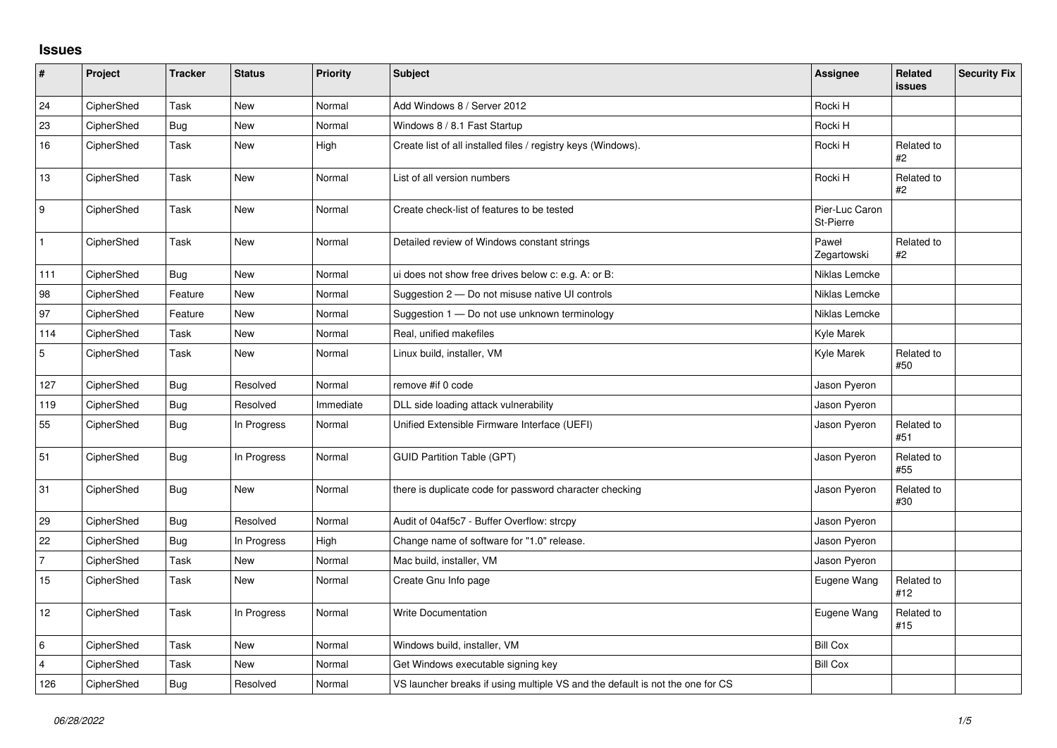## Issues

| # | Project | Tracker | Status | Priority | Subject | Assignee | Related issues | Security Fix |
|---|---|---|---|---|---|---|---|---|
| 24 | CipherShed | Task | New | Normal | Add Windows 8 / Server 2012 | Rocki H | | |
| 23 | CipherShed | Bug | New | Normal | Windows 8 / 8.1 Fast Startup | Rocki H | | |
| 16 | CipherShed | Task | New | High | Create list of all installed files / registry keys (Windows). | Rocki H | Related to #2 | |
| 13 | CipherShed | Task | New | Normal | List of all version numbers | Rocki H | Related to #2 | |
| 9 | CipherShed | Task | New | Normal | Create check-list of features to be tested | Pier-Luc Caron St-Pierre | | |
| 1 | CipherShed | Task | New | Normal | Detailed review of Windows constant strings | Paweł Zegartowski | Related to #2 | |
| 111 | CipherShed | Bug | New | Normal | ui does not show free drives below c: e.g. A: or B: | Niklas Lemcke | | |
| 98 | CipherShed | Feature | New | Normal | Suggestion 2 — Do not misuse native UI controls | Niklas Lemcke | | |
| 97 | CipherShed | Feature | New | Normal | Suggestion 1 — Do not use unknown terminology | Niklas Lemcke | | |
| 114 | CipherShed | Task | New | Normal | Real, unified makefiles | Kyle Marek | | |
| 5 | CipherShed | Task | New | Normal | Linux build, installer, VM | Kyle Marek | Related to #50 | |
| 127 | CipherShed | Bug | Resolved | Normal | remove #if 0 code | Jason Pyeron | | |
| 119 | CipherShed | Bug | Resolved | Immediate | DLL side loading attack vulnerability | Jason Pyeron | | |
| 55 | CipherShed | Bug | In Progress | Normal | Unified Extensible Firmware Interface (UEFI) | Jason Pyeron | Related to #51 | |
| 51 | CipherShed | Bug | In Progress | Normal | GUID Partition Table (GPT) | Jason Pyeron | Related to #55 | |
| 31 | CipherShed | Bug | New | Normal | there is duplicate code for password character checking | Jason Pyeron | Related to #30 | |
| 29 | CipherShed | Bug | Resolved | Normal | Audit of 04af5c7 - Buffer Overflow: strcpy | Jason Pyeron | | |
| 22 | CipherShed | Bug | In Progress | High | Change name of software for "1.0" release. | Jason Pyeron | | |
| 7 | CipherShed | Task | New | Normal | Mac build, installer, VM | Jason Pyeron | | |
| 15 | CipherShed | Task | New | Normal | Create Gnu Info page | Eugene Wang | Related to #12 | |
| 12 | CipherShed | Task | In Progress | Normal | Write Documentation | Eugene Wang | Related to #15 | |
| 6 | CipherShed | Task | New | Normal | Windows build, installer, VM | Bill Cox | | |
| 4 | CipherShed | Task | New | Normal | Get Windows executable signing key | Bill Cox | | |
| 126 | CipherShed | Bug | Resolved | Normal | VS launcher breaks if using multiple VS and the default is not the one for CS | | | |

*06/28/2022*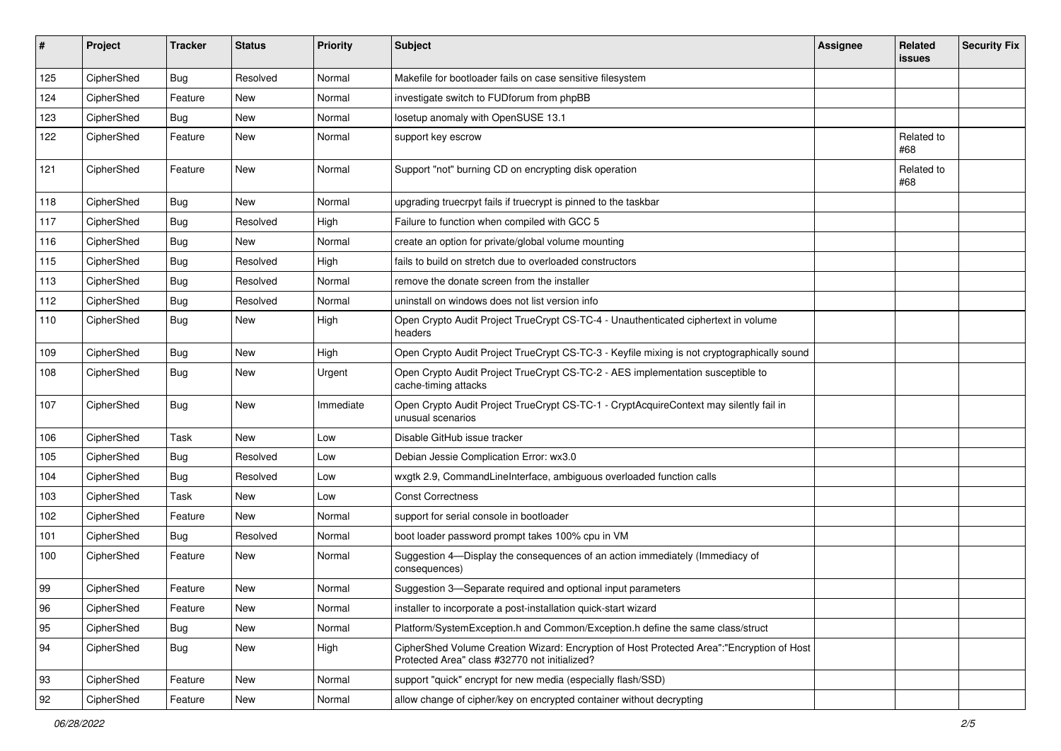| # | Project | Tracker | Status | Priority | Subject | Assignee | Related issues | Security Fix |
|---|---|---|---|---|---|---|---|---|
| 125 | CipherShed | Bug | Resolved | Normal | Makefile for bootloader fails on case sensitive filesystem | | | |
| 124 | CipherShed | Feature | New | Normal | investigate switch to FUDforum from phpBB | | | |
| 123 | CipherShed | Bug | New | Normal | losetup anomaly with OpenSUSE 13.1 | | | |
| 122 | CipherShed | Feature | New | Normal | support key escrow | | Related to #68 | |
| 121 | CipherShed | Feature | New | Normal | Support "not" burning CD on encrypting disk operation | | Related to #68 | |
| 118 | CipherShed | Bug | New | Normal | upgrading truecrpyt fails if truecrypt is pinned to the taskbar | | | |
| 117 | CipherShed | Bug | Resolved | High | Failure to function when compiled with GCC 5 | | | |
| 116 | CipherShed | Bug | New | Normal | create an option for private/global volume mounting | | | |
| 115 | CipherShed | Bug | Resolved | High | fails to build on stretch due to overloaded constructors | | | |
| 113 | CipherShed | Bug | Resolved | Normal | remove the donate screen from the installer | | | |
| 112 | CipherShed | Bug | Resolved | Normal | uninstall on windows does not list version info | | | |
| 110 | CipherShed | Bug | New | High | Open Crypto Audit Project TrueCrypt CS-TC-4 - Unauthenticated ciphertext in volume headers | | | |
| 109 | CipherShed | Bug | New | High | Open Crypto Audit Project TrueCrypt CS-TC-3 - Keyfile mixing is not cryptographically sound | | | |
| 108 | CipherShed | Bug | New | Urgent | Open Crypto Audit Project TrueCrypt CS-TC-2 - AES implementation susceptible to cache-timing attacks | | | |
| 107 | CipherShed | Bug | New | Immediate | Open Crypto Audit Project TrueCrypt CS-TC-1 - CryptAcquireContext may silently fail in unusual scenarios | | | |
| 106 | CipherShed | Task | New | Low | Disable GitHub issue tracker | | | |
| 105 | CipherShed | Bug | Resolved | Low | Debian Jessie Complication Error: wx3.0 | | | |
| 104 | CipherShed | Bug | Resolved | Low | wxgtk 2.9, CommandLineInterface, ambiguous overloaded function calls | | | |
| 103 | CipherShed | Task | New | Low | Const Correctness | | | |
| 102 | CipherShed | Feature | New | Normal | support for serial console in bootloader | | | |
| 101 | CipherShed | Bug | Resolved | Normal | boot loader password prompt takes 100% cpu in VM | | | |
| 100 | CipherShed | Feature | New | Normal | Suggestion 4—Display the consequences of an action immediately (Immediacy of consequences) | | | |
| 99 | CipherShed | Feature | New | Normal | Suggestion 3—Separate required and optional input parameters | | | |
| 96 | CipherShed | Feature | New | Normal | installer to incorporate a post-installation quick-start wizard | | | |
| 95 | CipherShed | Bug | New | Normal | Platform/SystemException.h and Common/Exception.h define the same class/struct | | | |
| 94 | CipherShed | Bug | New | High | CipherShed Volume Creation Wizard: Encryption of Host Protected Area":"Encryption of Host Protected Area" class #32770 not initialized? | | | |
| 93 | CipherShed | Feature | New | Normal | support "quick" encrypt for new media (especially flash/SSD) | | | |
| 92 | CipherShed | Feature | New | Normal | allow change of cipher/key on encrypted container without decrypting | | | |

*06/28/2022*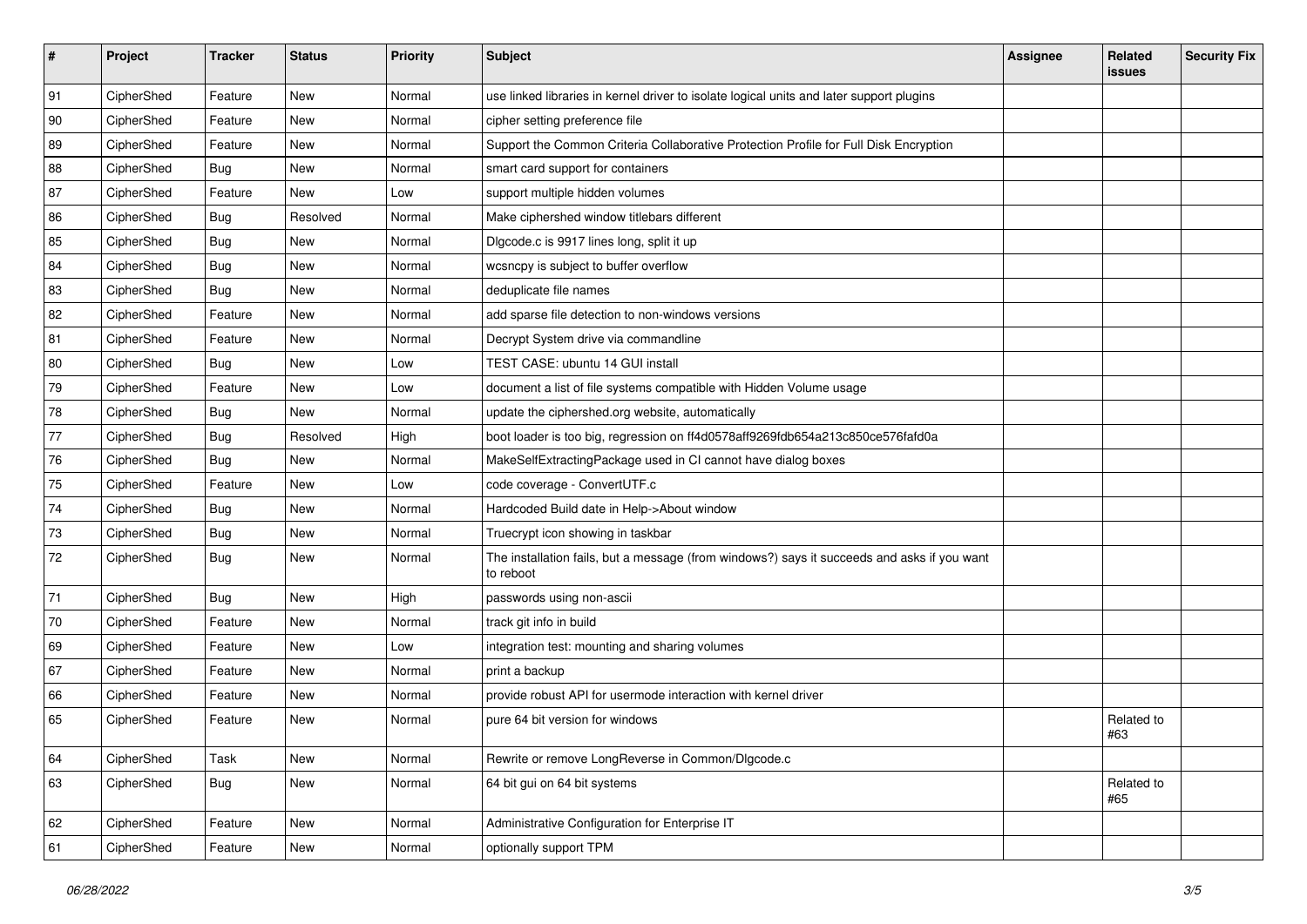| # | Project | Tracker | Status | Priority | Subject | Assignee | Related issues | Security Fix |
|---|---|---|---|---|---|---|---|---|
| 91 | CipherShed | Feature | New | Normal | use linked libraries in kernel driver to isolate logical units and later support plugins | | | |
| 90 | CipherShed | Feature | New | Normal | cipher setting preference file | | | |
| 89 | CipherShed | Feature | New | Normal | Support the Common Criteria Collaborative Protection Profile for Full Disk Encryption | | | |
| 88 | CipherShed | Bug | New | Normal | smart card support for containers | | | |
| 87 | CipherShed | Feature | New | Low | support multiple hidden volumes | | | |
| 86 | CipherShed | Bug | Resolved | Normal | Make ciphershed window titlebars different | | | |
| 85 | CipherShed | Bug | New | Normal | Dlgcode.c is 9917 lines long, split it up | | | |
| 84 | CipherShed | Bug | New | Normal | wcsncpy is subject to buffer overflow | | | |
| 83 | CipherShed | Bug | New | Normal | deduplicate file names | | | |
| 82 | CipherShed | Feature | New | Normal | add sparse file detection to non-windows versions | | | |
| 81 | CipherShed | Feature | New | Normal | Decrypt System drive via commandline | | | |
| 80 | CipherShed | Bug | New | Low | TEST CASE: ubuntu 14 GUI install | | | |
| 79 | CipherShed | Feature | New | Low | document a list of file systems compatible with Hidden Volume usage | | | |
| 78 | CipherShed | Bug | New | Normal | update the ciphershed.org website, automatically | | | |
| 77 | CipherShed | Bug | Resolved | High | boot loader is too big, regression on ff4d0578aff9269fdb654a213c850ce576fafd0a | | | |
| 76 | CipherShed | Bug | New | Normal | MakeSelfExtractingPackage used in CI cannot have dialog boxes | | | |
| 75 | CipherShed | Feature | New | Low | code coverage - ConvertUTF.c | | | |
| 74 | CipherShed | Bug | New | Normal | Hardcoded Build date in Help->About window | | | |
| 73 | CipherShed | Bug | New | Normal | Truecrypt icon showing in taskbar | | | |
| 72 | CipherShed | Bug | New | Normal | The installation fails, but a message (from windows?) says it succeeds and asks if you want to reboot | | | |
| 71 | CipherShed | Bug | New | High | passwords using non-ascii | | | |
| 70 | CipherShed | Feature | New | Normal | track git info in build | | | |
| 69 | CipherShed | Feature | New | Low | integration test: mounting and sharing volumes | | | |
| 67 | CipherShed | Feature | New | Normal | print a backup | | | |
| 66 | CipherShed | Feature | New | Normal | provide robust API for usermode interaction with kernel driver | | | |
| 65 | CipherShed | Feature | New | Normal | pure 64 bit version for windows | | Related to #63 | |
| 64 | CipherShed | Task | New | Normal | Rewrite or remove LongReverse in Common/Dlgcode.c | | | |
| 63 | CipherShed | Bug | New | Normal | 64 bit gui on 64 bit systems | | Related to #65 | |
| 62 | CipherShed | Feature | New | Normal | Administrative Configuration for Enterprise IT | | | |
| 61 | CipherShed | Feature | New | Normal | optionally support TPM | | | |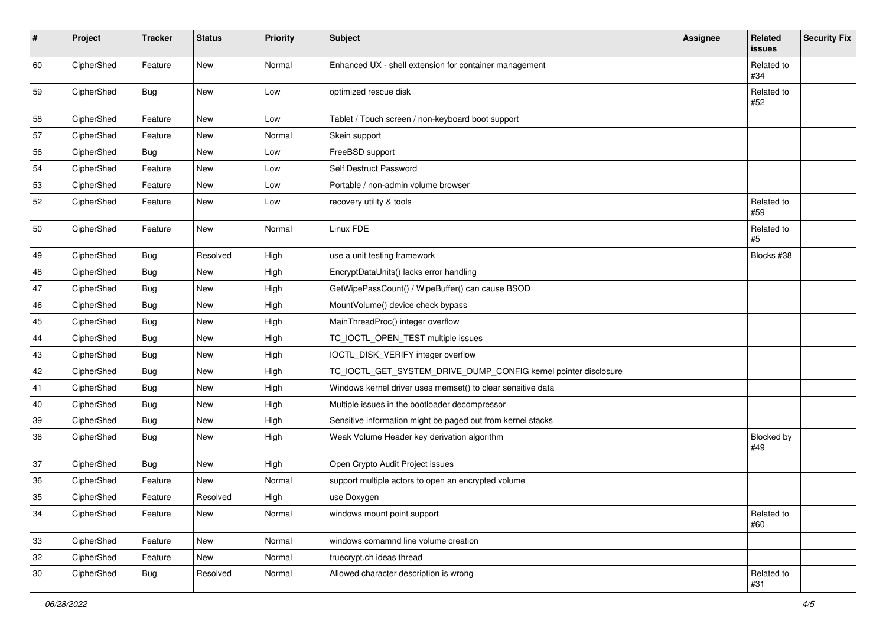| # | Project | Tracker | Status | Priority | Subject | Assignee | Related issues | Security Fix |
| --- | --- | --- | --- | --- | --- | --- | --- | --- |
| 60 | CipherShed | Feature | New | Normal | Enhanced UX - shell extension for container management | | Related to #34 | |
| 59 | CipherShed | Bug | New | Low | optimized rescue disk | | Related to #52 | |
| 58 | CipherShed | Feature | New | Low | Tablet / Touch screen / non-keyboard boot support | | | |
| 57 | CipherShed | Feature | New | Normal | Skein support | | | |
| 56 | CipherShed | Bug | New | Low | FreeBSD support | | | |
| 54 | CipherShed | Feature | New | Low | Self Destruct Password | | | |
| 53 | CipherShed | Feature | New | Low | Portable / non-admin volume browser | | | |
| 52 | CipherShed | Feature | New | Low | recovery utility & tools | | Related to #59 | |
| 50 | CipherShed | Feature | New | Normal | Linux FDE | | Related to #5 | |
| 49 | CipherShed | Bug | Resolved | High | use a unit testing framework | | Blocks #38 | |
| 48 | CipherShed | Bug | New | High | EncryptDataUnits() lacks error handling | | | |
| 47 | CipherShed | Bug | New | High | GetWipePassCount() / WipeBuffer() can cause BSOD | | | |
| 46 | CipherShed | Bug | New | High | MountVolume() device check bypass | | | |
| 45 | CipherShed | Bug | New | High | MainThreadProc() integer overflow | | | |
| 44 | CipherShed | Bug | New | High | TC_IOCTL_OPEN_TEST multiple issues | | | |
| 43 | CipherShed | Bug | New | High | IOCTL_DISK_VERIFY integer overflow | | | |
| 42 | CipherShed | Bug | New | High | TC_IOCTL_GET_SYSTEM_DRIVE_DUMP_CONFIG kernel pointer disclosure | | | |
| 41 | CipherShed | Bug | New | High | Windows kernel driver uses memset() to clear sensitive data | | | |
| 40 | CipherShed | Bug | New | High | Multiple issues in the bootloader decompressor | | | |
| 39 | CipherShed | Bug | New | High | Sensitive information might be paged out from kernel stacks | | | |
| 38 | CipherShed | Bug | New | High | Weak Volume Header key derivation algorithm | | Blocked by #49 | |
| 37 | CipherShed | Bug | New | High | Open Crypto Audit Project issues | | | |
| 36 | CipherShed | Feature | New | Normal | support multiple actors to open an encrypted volume | | | |
| 35 | CipherShed | Feature | Resolved | High | use Doxygen | | | |
| 34 | CipherShed | Feature | New | Normal | windows mount point support | | Related to #60 | |
| 33 | CipherShed | Feature | New | Normal | windows comamnd line volume creation | | | |
| 32 | CipherShed | Feature | New | Normal | truecrypt.ch ideas thread | | | |
| 30 | CipherShed | Bug | Resolved | Normal | Allowed character description is wrong | | Related to #31 | |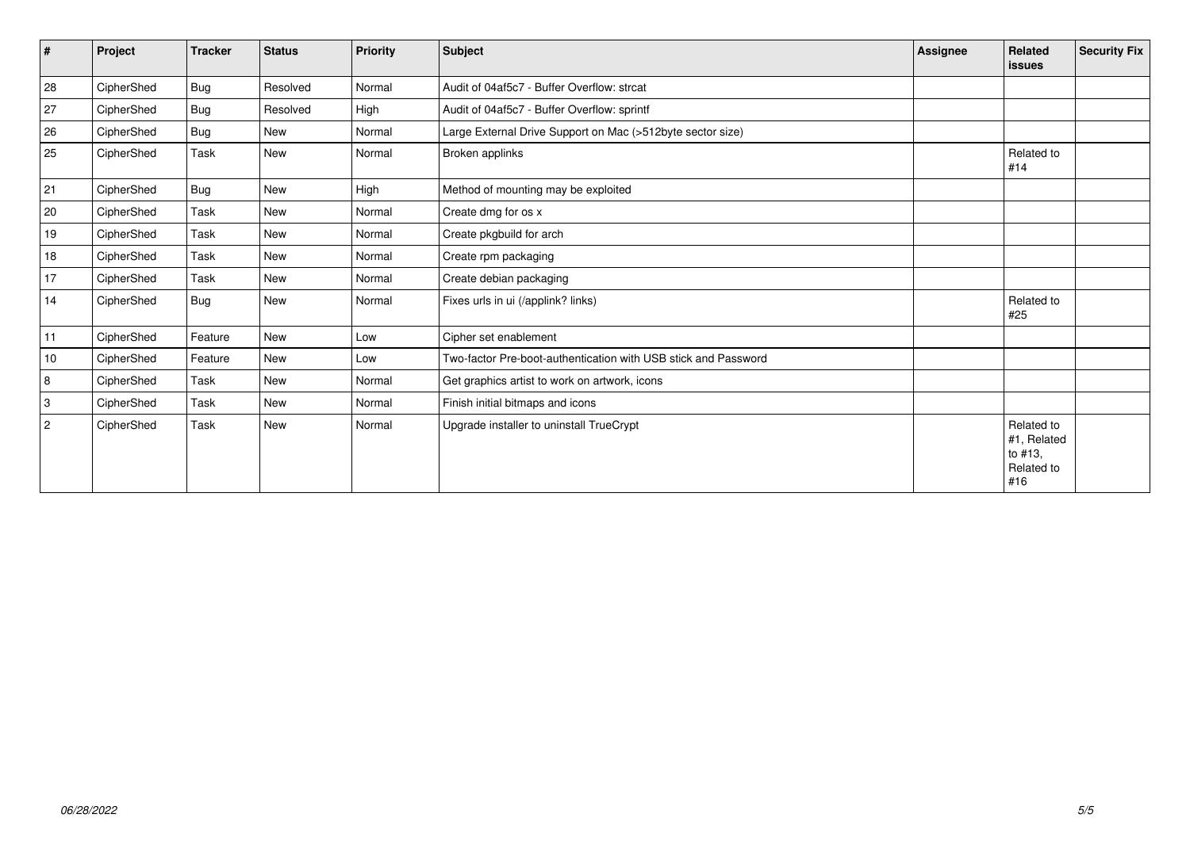| # | Project | Tracker | Status | Priority | Subject | Assignee | Related issues | Security Fix |
|---|---|---|---|---|---|---|---|---|
| 28 | CipherShed | Bug | Resolved | Normal | Audit of 04af5c7 - Buffer Overflow: strcat | | | |
| 27 | CipherShed | Bug | Resolved | High | Audit of 04af5c7 - Buffer Overflow: sprintf | | | |
| 26 | CipherShed | Bug | New | Normal | Large External Drive Support on Mac (>512byte sector size) | | | |
| 25 | CipherShed | Task | New | Normal | Broken applinks | | Related to #14 | |
| 21 | CipherShed | Bug | New | High | Method of mounting may be exploited | | | |
| 20 | CipherShed | Task | New | Normal | Create dmg for os x | | | |
| 19 | CipherShed | Task | New | Normal | Create pkgbuild for arch | | | |
| 18 | CipherShed | Task | New | Normal | Create rpm packaging | | | |
| 17 | CipherShed | Task | New | Normal | Create debian packaging | | | |
| 14 | CipherShed | Bug | New | Normal | Fixes urls in ui (/applink? links) | | Related to #25 | |
| 11 | CipherShed | Feature | New | Low | Cipher set enablement | | | |
| 10 | CipherShed | Feature | New | Low | Two-factor Pre-boot-authentication with USB stick and Password | | | |
| 8 | CipherShed | Task | New | Normal | Get graphics artist to work on artwork, icons | | | |
| 3 | CipherShed | Task | New | Normal | Finish initial bitmaps and icons | | | |
| 2 | CipherShed | Task | New | Normal | Upgrade installer to uninstall TrueCrypt | | Related to #1, Related to #13, Related to #16 | |

*06/28/2022*